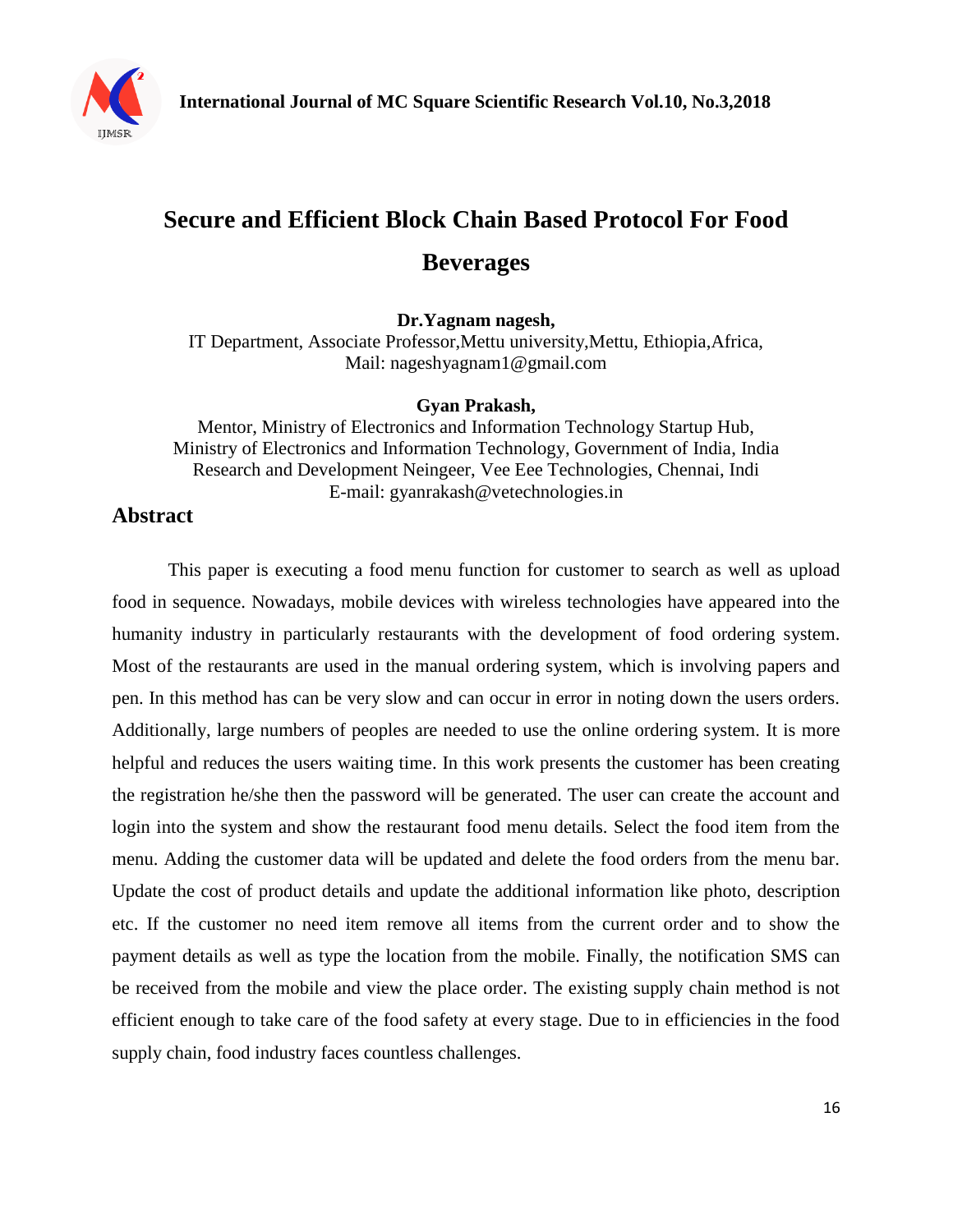# Secure and Efficient Block Chain Based Protocol For Food Beverages

**Dr.Yagnam nagesh,**
IT Department, Associate Professor,Mettu university,Mettu, Ethiopia,Africa,
Mail: nageshyagnam1@gmail.com

**Gyan Prakash,**
Mentor, Ministry of Electronics and Information Technology Startup Hub,
Ministry of Electronics and Information Technology, Government of India, India
Research and Development Neingeer, Vee Eee Technologies, Chennai, Indi
E-mail: gyanrakash@vetechnologies.in

## Abstract

This paper is executing a food menu function for customer to search as well as upload food in sequence. Nowadays, mobile devices with wireless technologies have appeared into the humanity industry in particularly restaurants with the development of food ordering system. Most of the restaurants are used in the manual ordering system, which is involving papers and pen. In this method has can be very slow and can occur in error in noting down the users orders. Additionally, large numbers of peoples are needed to use the online ordering system. It is more helpful and reduces the users waiting time. In this work presents the customer has been creating the registration he/she then the password will be generated. The user can create the account and login into the system and show the restaurant food menu details. Select the food item from the menu. Adding the customer data will be updated and delete the food orders from the menu bar. Update the cost of product details and update the additional information like photo, description etc. If the customer no need item remove all items from the current order and to show the payment details as well as type the location from the mobile. Finally, the notification SMS can be received from the mobile and view the place order. The existing supply chain method is not efficient enough to take care of the food safety at every stage. Due to in efficiencies in the food supply chain, food industry faces countless challenges.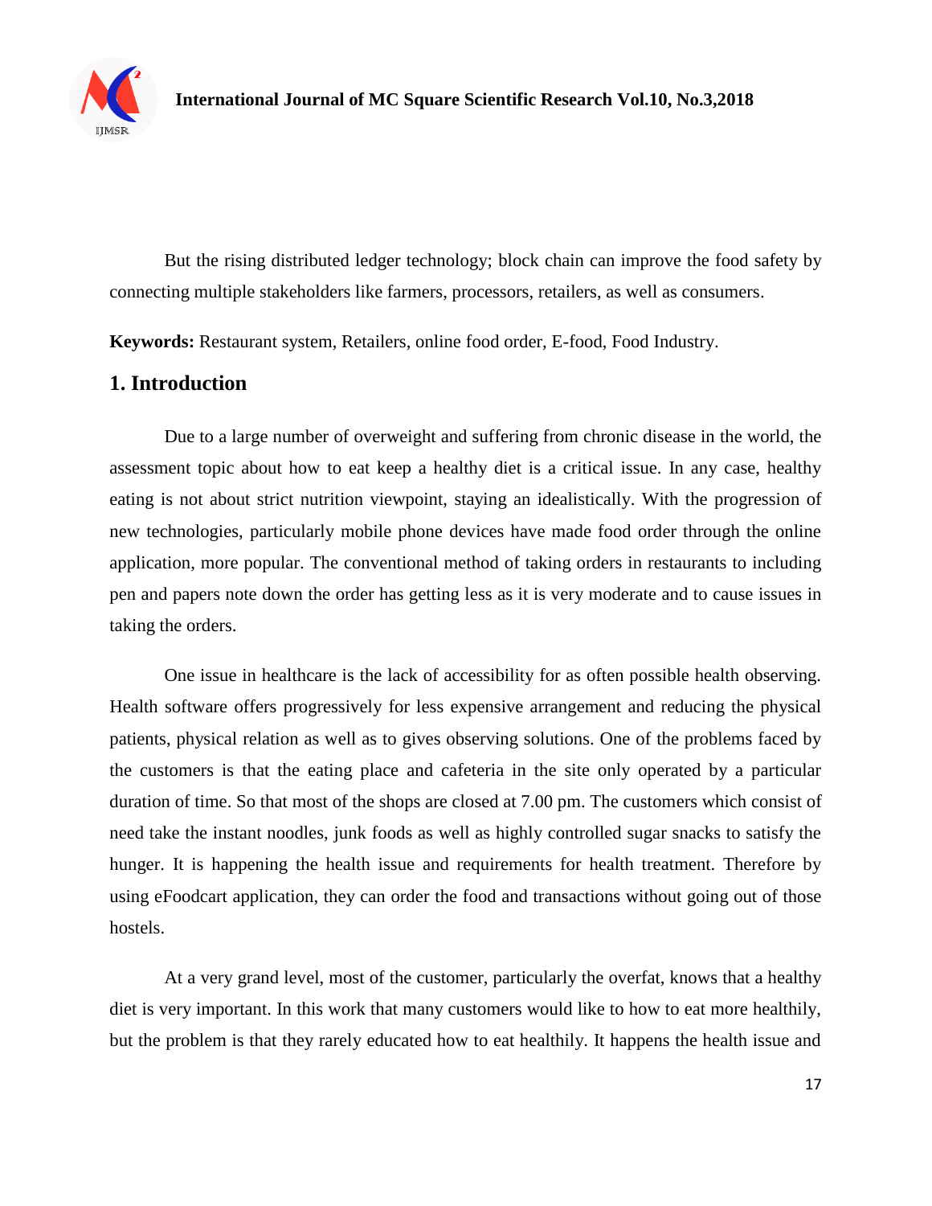But the rising distributed ledger technology; block chain can improve the food safety by connecting multiple stakeholders like farmers, processors, retailers, as well as consumers.

**Keywords:** Restaurant system, Retailers, online food order, E-food, Food Industry.

## 1. Introduction

Due to a large number of overweight and suffering from chronic disease in the world, the assessment topic about how to eat keep a healthy diet is a critical issue. In any case, healthy eating is not about strict nutrition viewpoint, staying an idealistically. With the progression of new technologies, particularly mobile phone devices have made food order through the online application, more popular. The conventional method of taking orders in restaurants to including pen and papers note down the order has getting less as it is very moderate and to cause issues in taking the orders.

One issue in healthcare is the lack of accessibility for as often possible health observing. Health software offers progressively for less expensive arrangement and reducing the physical patients, physical relation as well as to gives observing solutions. One of the problems faced by the customers is that the eating place and cafeteria in the site only operated by a particular duration of time. So that most of the shops are closed at 7.00 pm. The customers which consist of need take the instant noodles, junk foods as well as highly controlled sugar snacks to satisfy the hunger. It is happening the health issue and requirements for health treatment. Therefore by using eFoodcart application, they can order the food and transactions without going out of those hostels.

At a very grand level, most of the customer, particularly the overfat, knows that a healthy diet is very important. In this work that many customers would like to how to eat more healthily, but the problem is that they rarely educated how to eat healthily. It happens the health issue and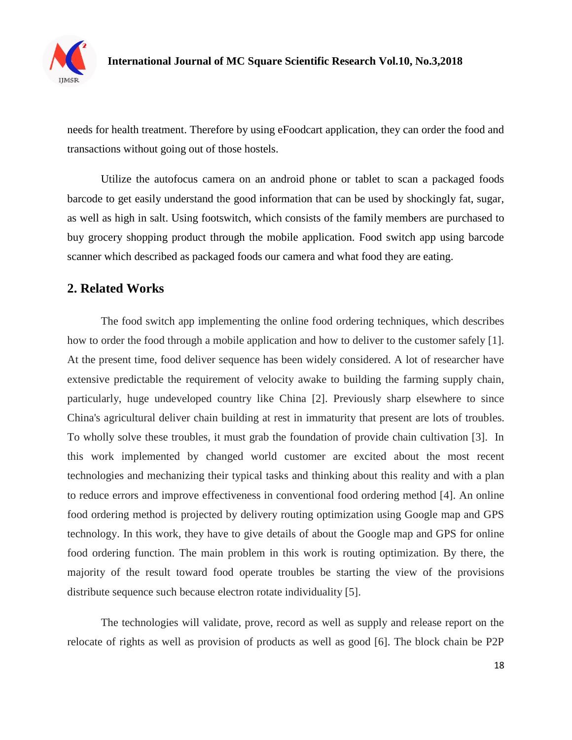needs for health treatment. Therefore by using eFoodcart application, they can order the food and transactions without going out of those hostels.

Utilize the autofocus camera on an android phone or tablet to scan a packaged foods barcode to get easily understand the good information that can be used by shockingly fat, sugar, as well as high in salt. Using footswitch, which consists of the family members are purchased to buy grocery shopping product through the mobile application. Food switch app using barcode scanner which described as packaged foods our camera and what food they are eating.

## 2. Related Works

The food switch app implementing the online food ordering techniques, which describes how to order the food through a mobile application and how to deliver to the customer safely [1]. At the present time, food deliver sequence has been widely considered. A lot of researcher have extensive predictable the requirement of velocity awake to building the farming supply chain, particularly, huge undeveloped country like China [2]. Previously sharp elsewhere to since China's agricultural deliver chain building at rest in immaturity that present are lots of troubles. To wholly solve these troubles, it must grab the foundation of provide chain cultivation [3]. In this work implemented by changed world customer are excited about the most recent technologies and mechanizing their typical tasks and thinking about this reality and with a plan to reduce errors and improve effectiveness in conventional food ordering method [4]. An online food ordering method is projected by delivery routing optimization using Google map and GPS technology. In this work, they have to give details of about the Google map and GPS for online food ordering function. The main problem in this work is routing optimization. By there, the majority of the result toward food operate troubles be starting the view of the provisions distribute sequence such because electron rotate individuality [5].

The technologies will validate, prove, record as well as supply and release report on the relocate of rights as well as provision of products as well as good [6]. The block chain be P2P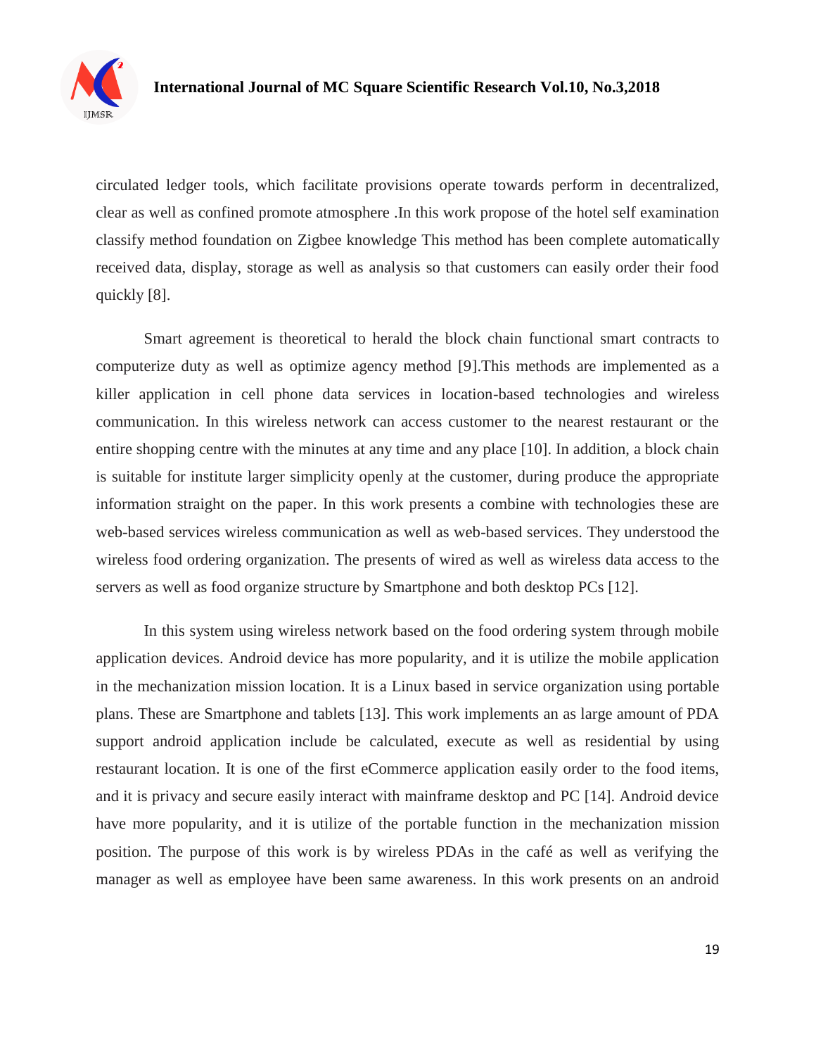circulated ledger tools, which facilitate provisions operate towards perform in decentralized, clear as well as confined promote atmosphere .In this work propose of the hotel self examination classify method foundation on Zigbee knowledge This method has been complete automatically received data, display, storage as well as analysis so that customers can easily order their food quickly [8].

Smart agreement is theoretical to herald the block chain functional smart contracts to computerize duty as well as optimize agency method [9].This methods are implemented as a killer application in cell phone data services in location-based technologies and wireless communication. In this wireless network can access customer to the nearest restaurant or the entire shopping centre with the minutes at any time and any place [10]. In addition, a block chain is suitable for institute larger simplicity openly at the customer, during produce the appropriate information straight on the paper. In this work presents a combine with technologies these are web-based services wireless communication as well as web-based services. They understood the wireless food ordering organization. The presents of wired as well as wireless data access to the servers as well as food organize structure by Smartphone and both desktop PCs [12].

In this system using wireless network based on the food ordering system through mobile application devices. Android device has more popularity, and it is utilize the mobile application in the mechanization mission location. It is a Linux based in service organization using portable plans. These are Smartphone and tablets [13]. This work implements an as large amount of PDA support android application include be calculated, execute as well as residential by using restaurant location. It is one of the first eCommerce application easily order to the food items, and it is privacy and secure easily interact with mainframe desktop and PC [14]. Android device have more popularity, and it is utilize of the portable function in the mechanization mission position. The purpose of this work is by wireless PDAs in the café as well as verifying the manager as well as employee have been same awareness. In this work presents on an android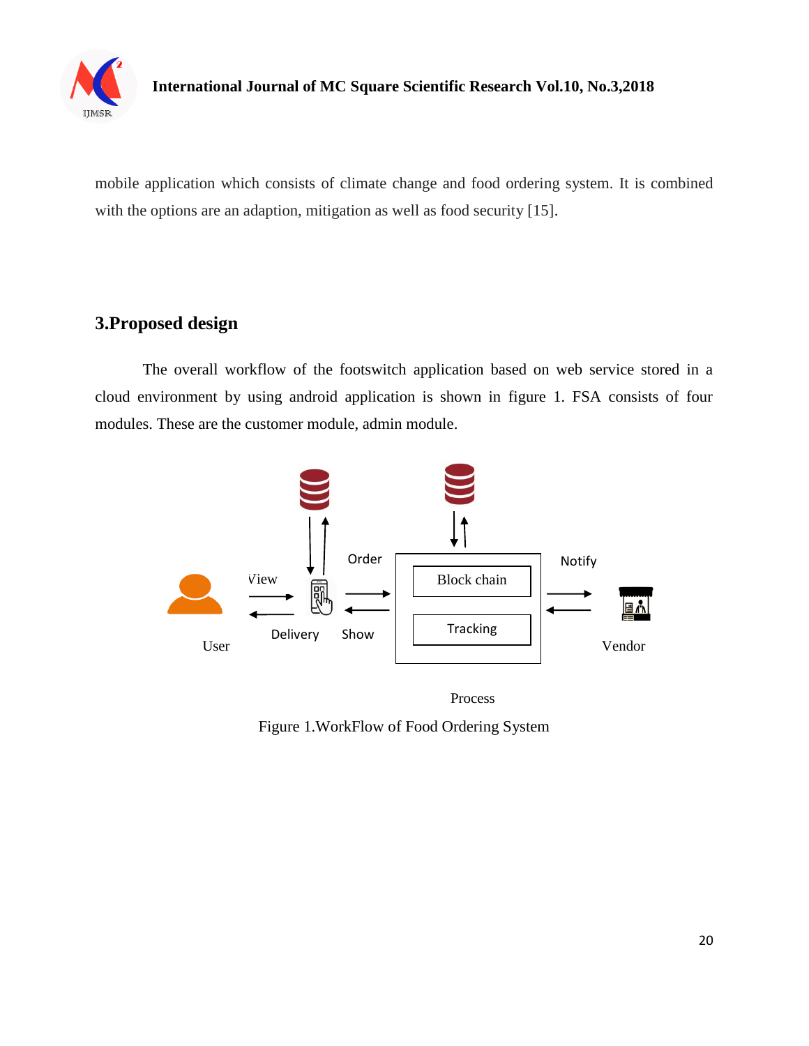mobile application which consists of climate change and food ordering system. It is combined with the options are an adaption, mitigation as well as food security [15].

## 3.Proposed design

The overall workflow of the footswitch application based on web service stored in a cloud environment by using android application is shown in figure 1. FSA consists of four modules. These are the customer module, admin module.

Figure 1.WorkFlow of Food Ordering System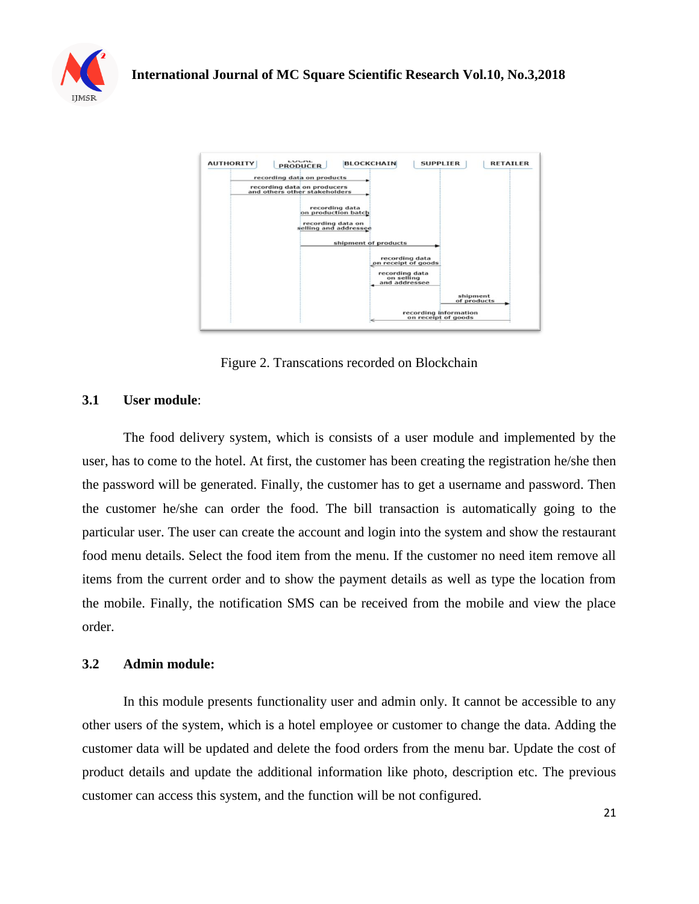Figure 2. Transcations recorded on Blockchain

### 3.1 User module:

The food delivery system, which is consists of a user module and implemented by the user, has to come to the hotel. At first, the customer has been creating the registration he/she then the password will be generated. Finally, the customer has to get a username and password. Then the customer he/she can order the food. The bill transaction is automatically going to the particular user. The user can create the account and login into the system and show the restaurant food menu details. Select the food item from the menu. If the customer no need item remove all items from the current order and to show the payment details as well as type the location from the mobile. Finally, the notification SMS can be received from the mobile and view the place order.

### 3.2 Admin module:

In this module presents functionality user and admin only. It cannot be accessible to any other users of the system, which is a hotel employee or customer to change the data. Adding the customer data will be updated and delete the food orders from the menu bar. Update the cost of product details and update the additional information like photo, description etc. The previous customer can access this system, and the function will be not configured.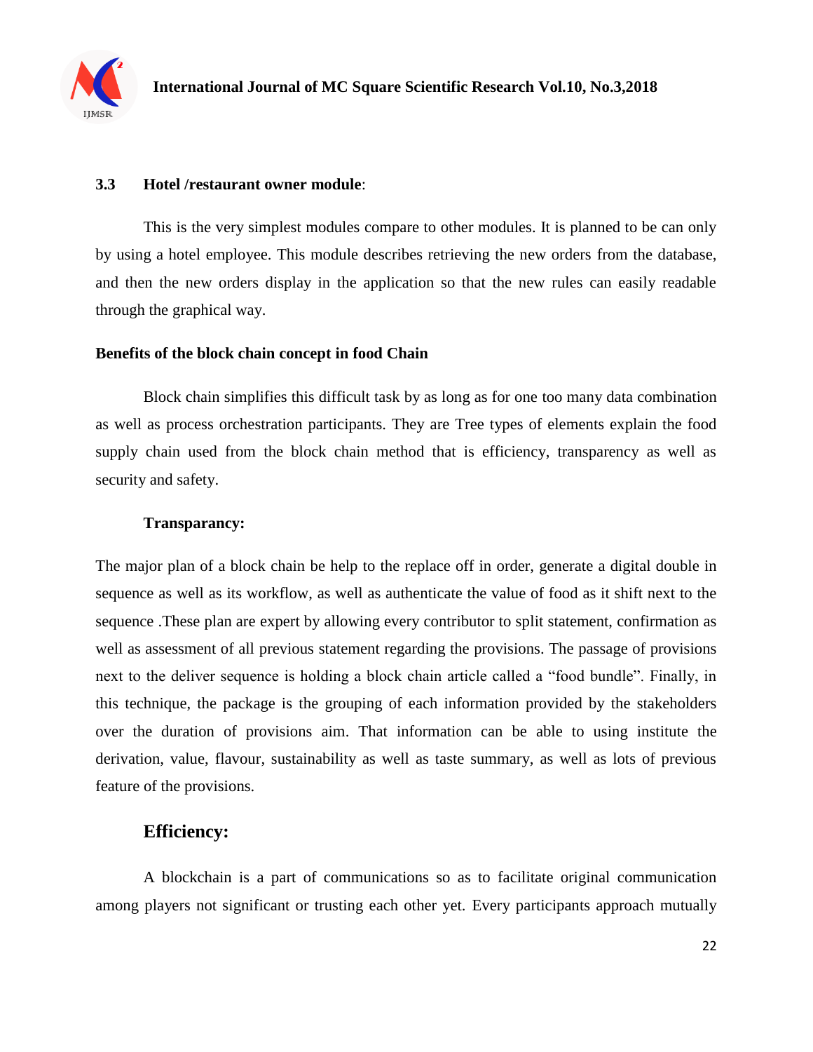### 3.3 Hotel /restaurant owner module:

This is the very simplest modules compare to other modules. It is planned to be can only by using a hotel employee. This module describes retrieving the new orders from the database, and then the new orders display in the application so that the new rules can easily readable through the graphical way.

**Benefits of the block chain concept in food Chain**

Block chain simplifies this difficult task by as long as for one too many data combination as well as process orchestration participants. They are Tree types of elements explain the food supply chain used from the block chain method that is efficiency, transparency as well as security and safety.

**Transparancy:**

The major plan of a block chain be help to the replace off in order, generate a digital double in sequence as well as its workflow, as well as authenticate the value of food as it shift next to the sequence .These plan are expert by allowing every contributor to split statement, confirmation as well as assessment of all previous statement regarding the provisions. The passage of provisions next to the deliver sequence is holding a block chain article called a "food bundle". Finally, in this technique, the package is the grouping of each information provided by the stakeholders over the duration of provisions aim. That information can be able to using institute the derivation, value, flavour, sustainability as well as taste summary, as well as lots of previous feature of the provisions.

## Efficiency:

A blockchain is a part of communications so as to facilitate original communication among players not significant or trusting each other yet. Every participants approach mutually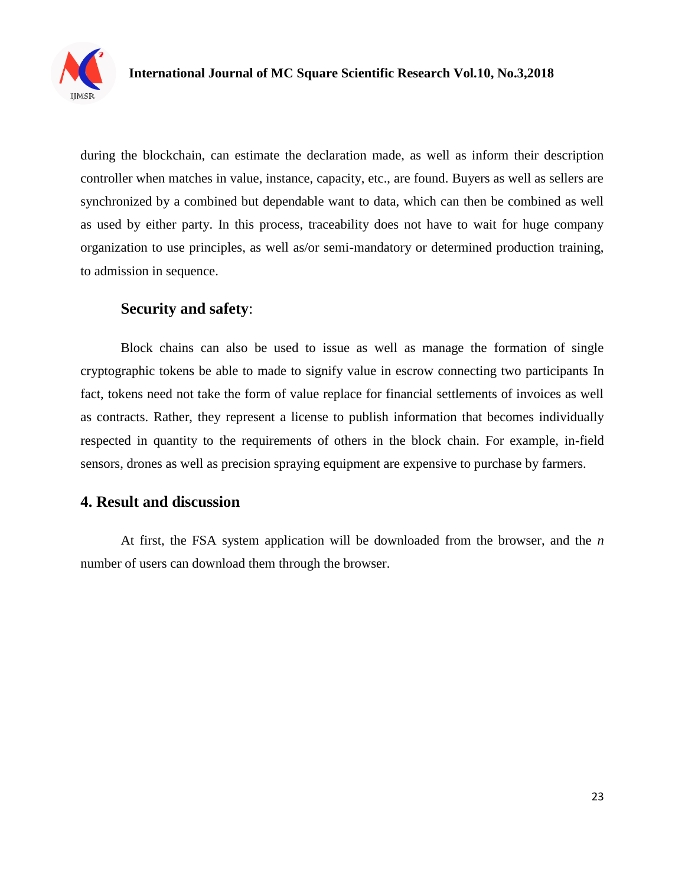during the blockchain, can estimate the declaration made, as well as inform their description controller when matches in value, instance, capacity, etc., are found. Buyers as well as sellers are synchronized by a combined but dependable want to data, which can then be combined as well as used by either party. In this process, traceability does not have to wait for huge company organization to use principles, as well as/or semi-mandatory or determined production training, to admission in sequence.

### **Security and safety**:

Block chains can also be used to issue as well as manage the formation of single cryptographic tokens be able to made to signify value in escrow connecting two participants In fact, tokens need not take the form of value replace for financial settlements of invoices as well as contracts. Rather, they represent a license to publish information that becomes individually respected in quantity to the requirements of others in the block chain. For example, in-field sensors, drones as well as precision spraying equipment are expensive to purchase by farmers.

## 4. Result and discussion

At first, the FSA system application will be downloaded from the browser, and the *n* number of users can download them through the browser.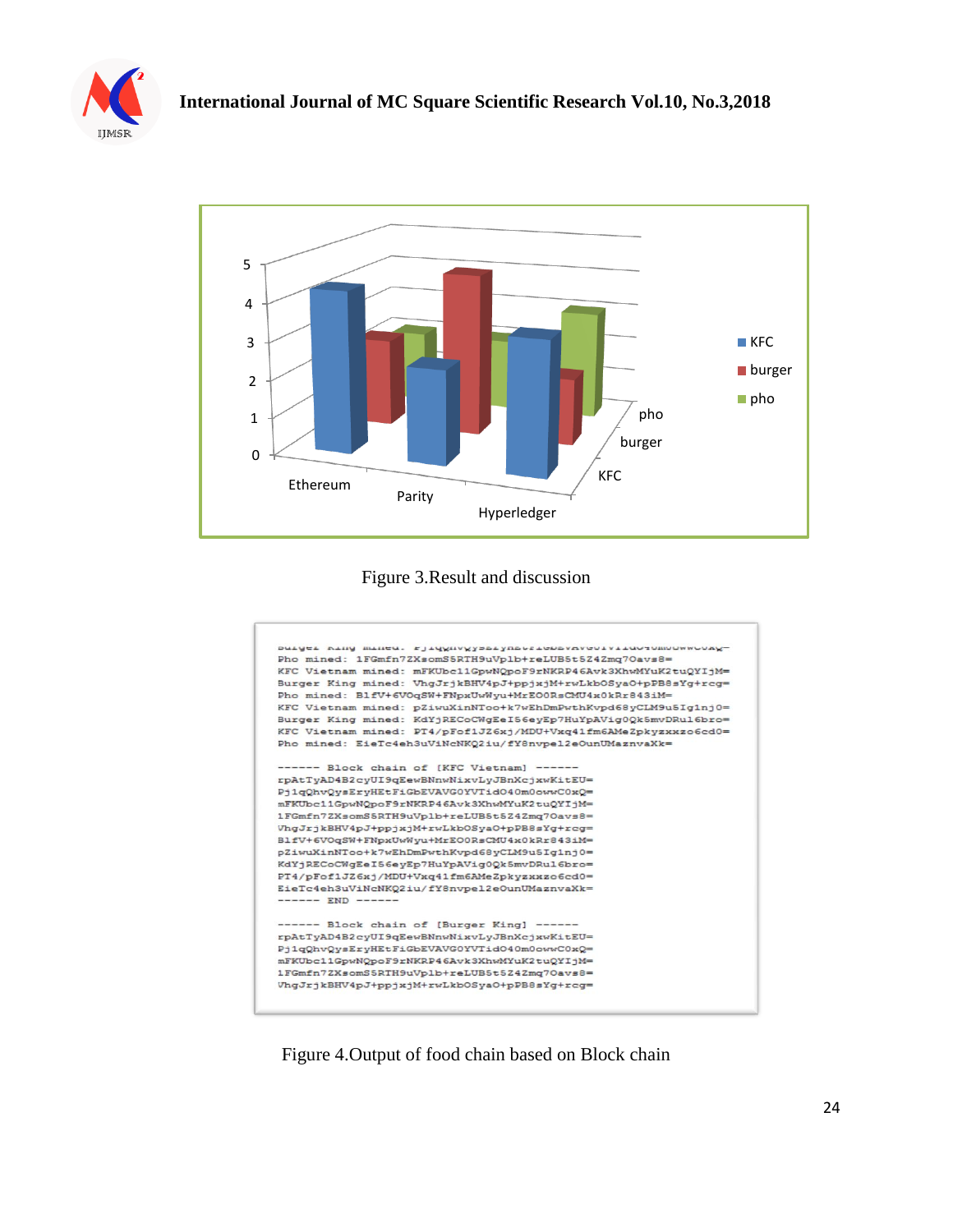Figure 3.Result and discussion

Figure 4.Output of food chain based on Block chain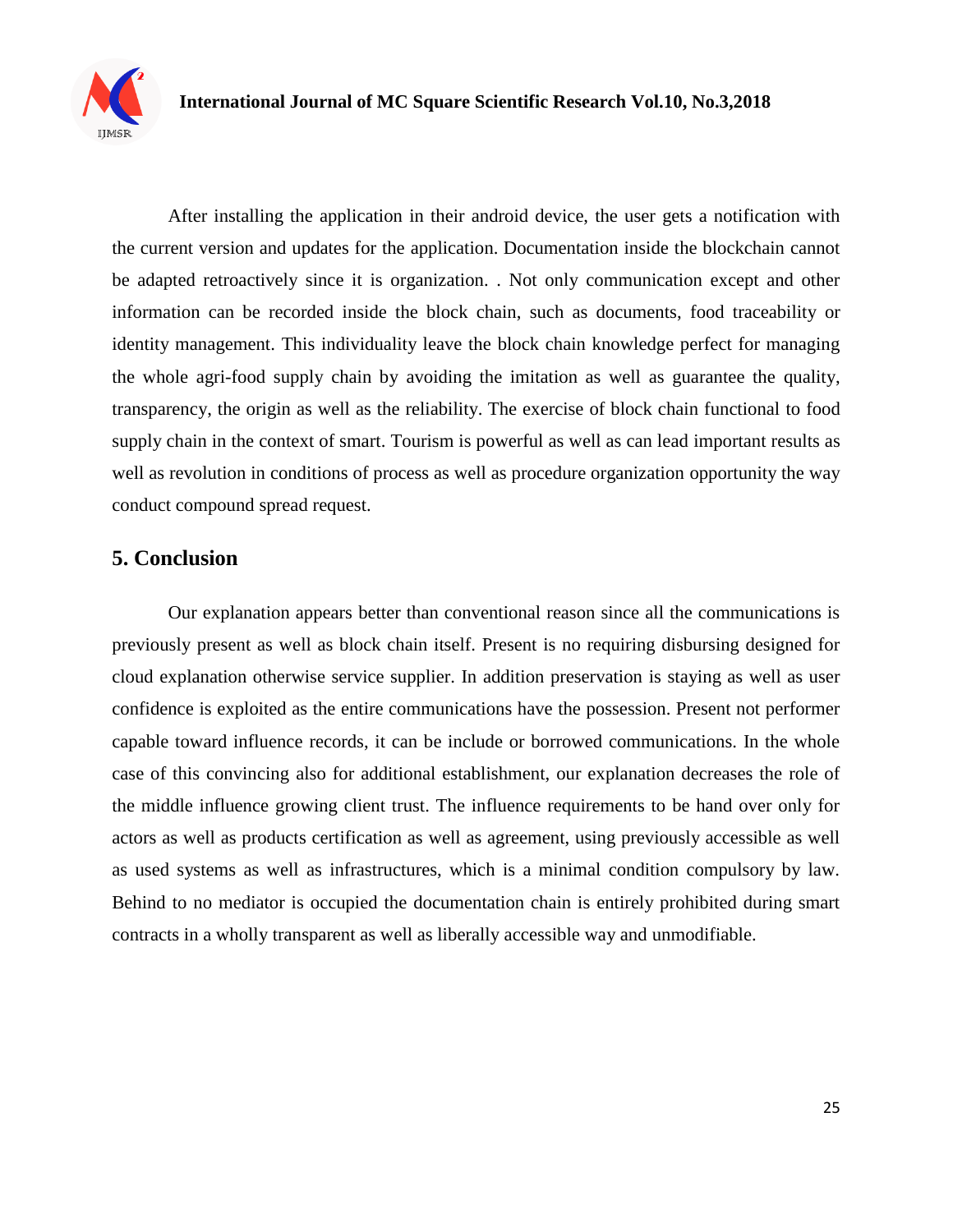After installing the application in their android device, the user gets a notification with the current version and updates for the application. Documentation inside the blockchain cannot be adapted retroactively since it is organization. . Not only communication except and other information can be recorded inside the block chain, such as documents, food traceability or identity management. This individuality leave the block chain knowledge perfect for managing the whole agri-food supply chain by avoiding the imitation as well as guarantee the quality, transparency, the origin as well as the reliability. The exercise of block chain functional to food supply chain in the context of smart. Tourism is powerful as well as can lead important results as well as revolution in conditions of process as well as procedure organization opportunity the way conduct compound spread request.

## 5. Conclusion

Our explanation appears better than conventional reason since all the communications is previously present as well as block chain itself. Present is no requiring disbursing designed for cloud explanation otherwise service supplier. In addition preservation is staying as well as user confidence is exploited as the entire communications have the possession. Present not performer capable toward influence records, it can be include or borrowed communications. In the whole case of this convincing also for additional establishment, our explanation decreases the role of the middle influence growing client trust. The influence requirements to be hand over only for actors as well as products certification as well as agreement, using previously accessible as well as used systems as well as infrastructures, which is a minimal condition compulsory by law. Behind to no mediator is occupied the documentation chain is entirely prohibited during smart contracts in a wholly transparent as well as liberally accessible way and unmodifiable.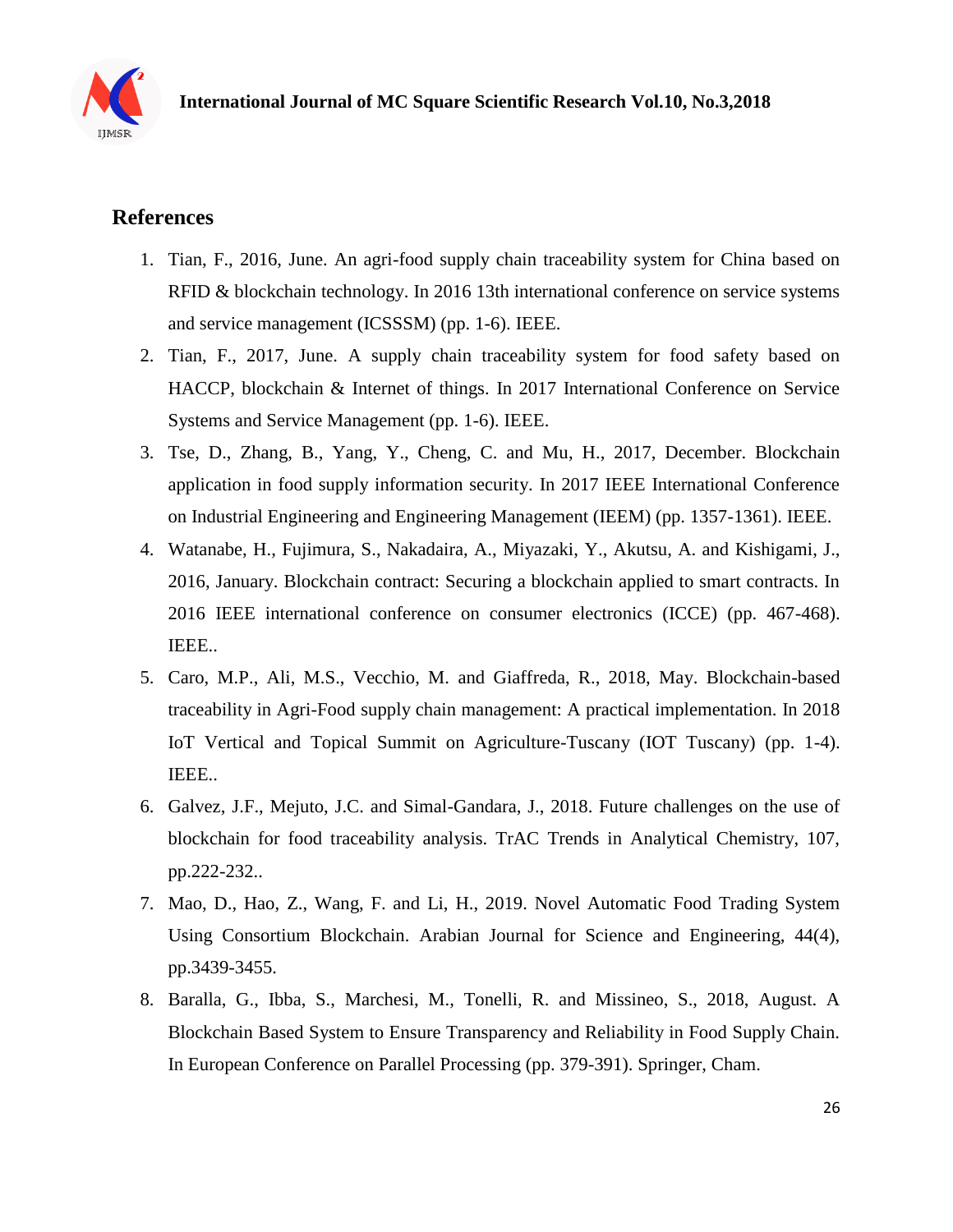## References

1. Tian, F., 2016, June. An agri-food supply chain traceability system for China based on RFID & blockchain technology. In 2016 13th international conference on service systems and service management (ICSSSM) (pp. 1-6). IEEE.
2. Tian, F., 2017, June. A supply chain traceability system for food safety based on HACCP, blockchain & Internet of things. In 2017 International Conference on Service Systems and Service Management (pp. 1-6). IEEE.
3. Tse, D., Zhang, B., Yang, Y., Cheng, C. and Mu, H., 2017, December. Blockchain application in food supply information security. In 2017 IEEE International Conference on Industrial Engineering and Engineering Management (IEEM) (pp. 1357-1361). IEEE.
4. Watanabe, H., Fujimura, S., Nakadaira, A., Miyazaki, Y., Akutsu, A. and Kishigami, J., 2016, January. Blockchain contract: Securing a blockchain applied to smart contracts. In 2016 IEEE international conference on consumer electronics (ICCE) (pp. 467-468). IEEE..
5. Caro, M.P., Ali, M.S., Vecchio, M. and Giaffreda, R., 2018, May. Blockchain-based traceability in Agri-Food supply chain management: A practical implementation. In 2018 IoT Vertical and Topical Summit on Agriculture-Tuscany (IOT Tuscany) (pp. 1-4). IEEE..
6. Galvez, J.F., Mejuto, J.C. and Simal-Gandara, J., 2018. Future challenges on the use of blockchain for food traceability analysis. TrAC Trends in Analytical Chemistry, 107, pp.222-232..
7. Mao, D., Hao, Z., Wang, F. and Li, H., 2019. Novel Automatic Food Trading System Using Consortium Blockchain. Arabian Journal for Science and Engineering, 44(4), pp.3439-3455.
8. Baralla, G., Ibba, S., Marchesi, M., Tonelli, R. and Missineo, S., 2018, August. A Blockchain Based System to Ensure Transparency and Reliability in Food Supply Chain. In European Conference on Parallel Processing (pp. 379-391). Springer, Cham.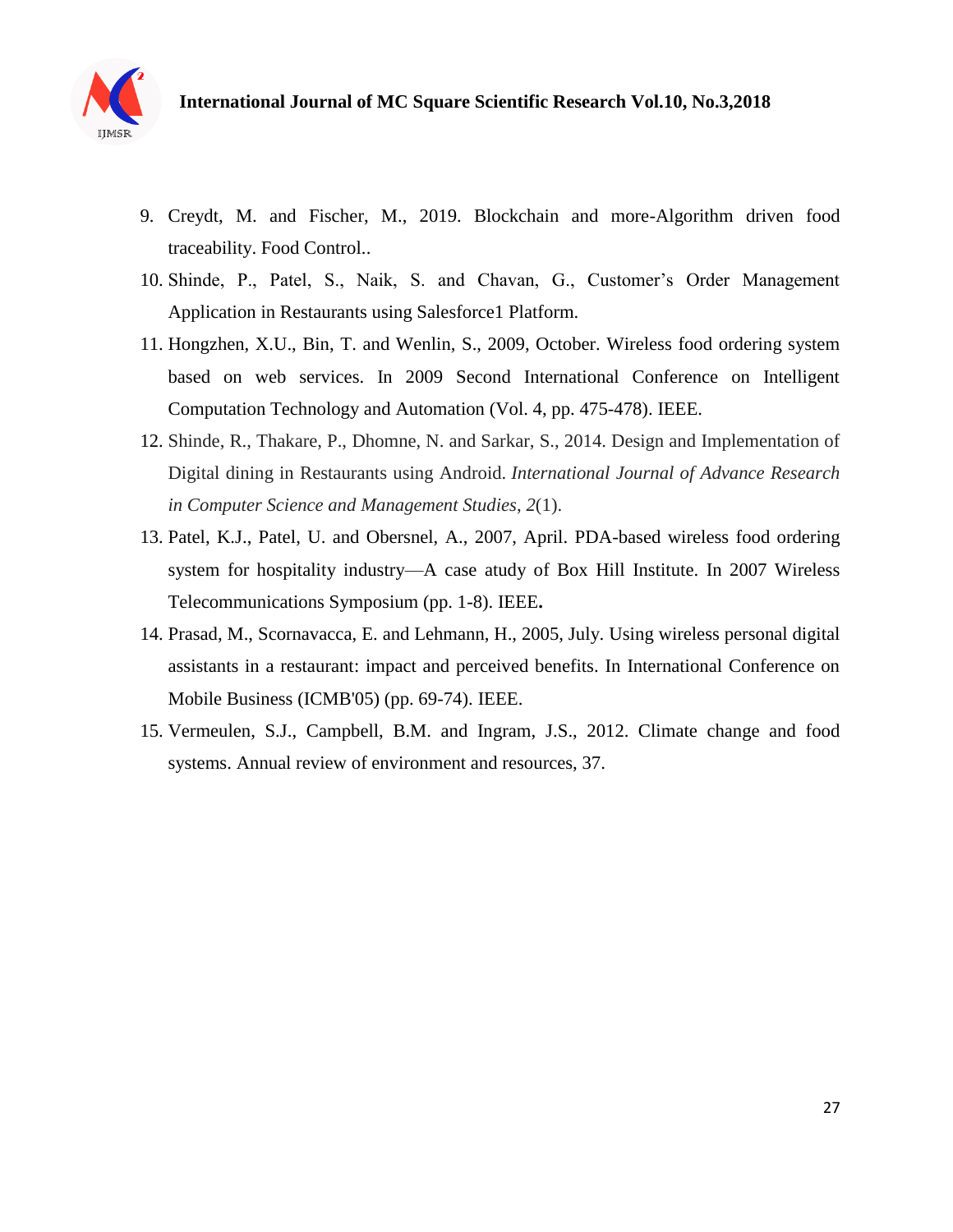9. Creydt, M. and Fischer, M., 2019. Blockchain and more-Algorithm driven food traceability. Food Control..
10. Shinde, P., Patel, S., Naik, S. and Chavan, G., Customer's Order Management Application in Restaurants using Salesforce1 Platform.
11. Hongzhen, X.U., Bin, T. and Wenlin, S., 2009, October. Wireless food ordering system based on web services. In 2009 Second International Conference on Intelligent Computation Technology and Automation (Vol. 4, pp. 475-478). IEEE.
12. Shinde, R., Thakare, P., Dhomne, N. and Sarkar, S., 2014. Design and Implementation of Digital dining in Restaurants using Android. *International Journal of Advance Research in Computer Science and Management Studies*, *2*(1).
13. Patel, K.J., Patel, U. and Obersnel, A., 2007, April. PDA-based wireless food ordering system for hospitality industry—A case atudy of Box Hill Institute. In 2007 Wireless Telecommunications Symposium (pp. 1-8). IEEE**.**
14. Prasad, M., Scornavacca, E. and Lehmann, H., 2005, July. Using wireless personal digital assistants in a restaurant: impact and perceived benefits. In International Conference on Mobile Business (ICMB'05) (pp. 69-74). IEEE.
15. Vermeulen, S.J., Campbell, B.M. and Ingram, J.S., 2012. Climate change and food systems. Annual review of environment and resources, 37.